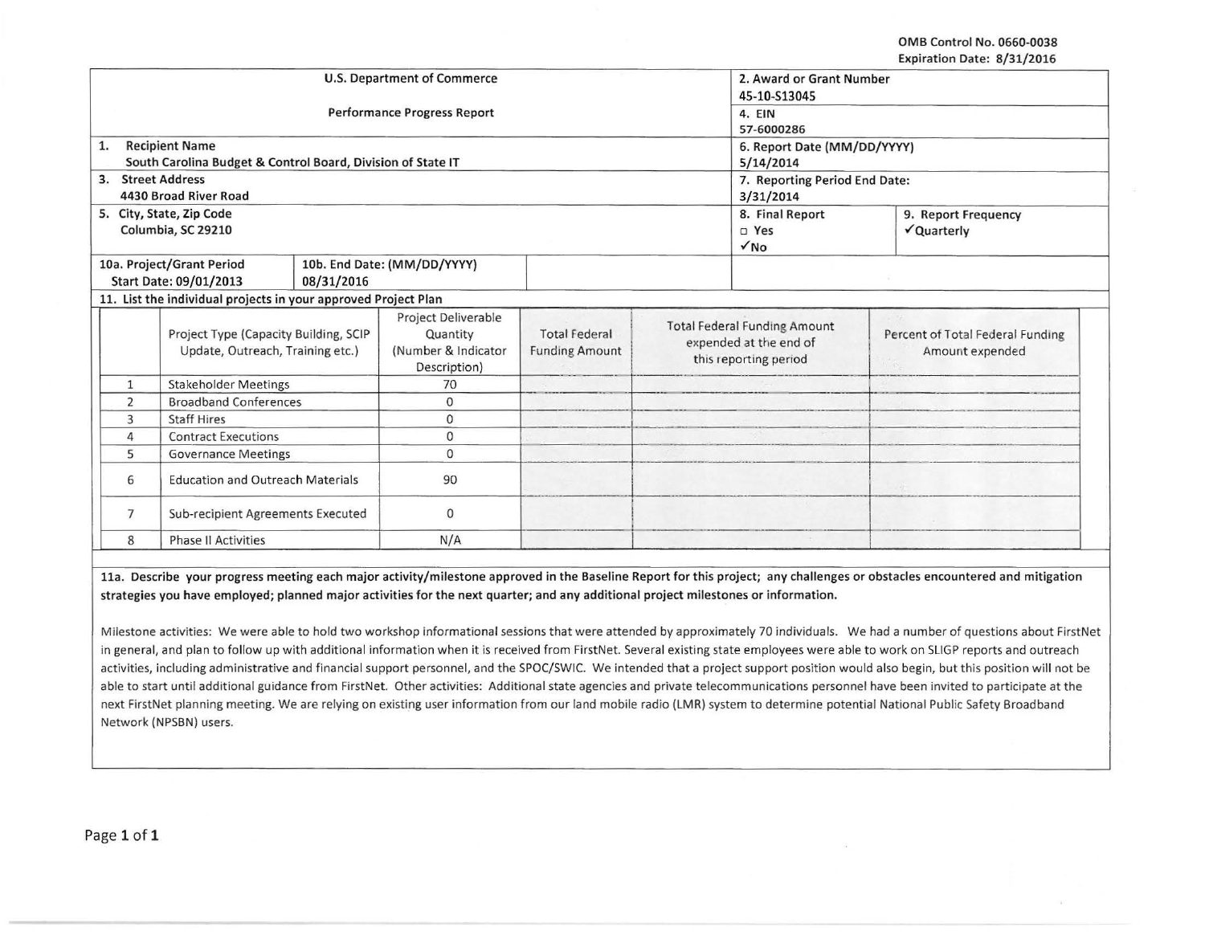OMB Control No. 0660-0038
Expiration Date: 8/31/2016

| U.S. Department of Commerce<br>Performance Progress Report | 2. Award or Grant Number<br>45-10-S13045 | |
|---|---|---|
| | 4. EIN<br>57-6000286 | |
| 1. Recipient Name<br>South Carolina Budget & Control Board, Division of State IT | 6. Report Date (MM/DD/YYYY)<br>5/14/2014 | |
| 3. Street Address<br>4430 Broad River Road | 7. Reporting Period End Date:<br>3/31/2014 | |
| 5. City, State, Zip Code<br>Columbia, SC 29210 | 8. Final Report<br>□ Yes<br>✓No | 9. Report Frequency<br>✓Quarterly |
| 10a. Project/Grant Period Start Date: 09/01/2013 — 10b. End Date: (MM/DD/YYYY) 08/31/2016 | | |

**11. List the individual projects in your approved Project Plan**

| | Project Type (Capacity Building, SCIP Update, Outreach, Training etc.) | Project Deliverable Quantity (Number & Indicator Description) | Total Federal Funding Amount | Total Federal Funding Amount expended at the end of this reporting period | Percent of Total Federal Funding Amount expended |
|---|---|---|---|---|---|
| 1 | Stakeholder Meetings | 70 | | | |
| 2 | Broadband Conferences | 0 | | | |
| 3 | Staff Hires | 0 | | | |
| 4 | Contract Executions | 0 | | | |
| 5 | Governance Meetings | 0 | | | |
| 6 | Education and Outreach Materials | 90 | | | |
| 7 | Sub-recipient Agreements Executed | 0 | | | |
| 8 | Phase II Activities | N/A | | | |

**11a. Describe your progress meeting each major activity/milestone approved in the Baseline Report for this project; any challenges or obstacles encountered and mitigation strategies you have employed; planned major activities for the next quarter; and any additional project milestones or information.**

Milestone activities: We were able to hold two workshop informational sessions that were attended by approximately 70 individuals. We had a number of questions about FirstNet in general, and plan to follow up with additional information when it is received from FirstNet. Several existing state employees were able to work on SLIGP reports and outreach activities, including administrative and financial support personnel, and the SPOC/SWIC. We intended that a project support position would also begin, but this position will not be able to start until additional guidance from FirstNet. Other activities: Additional state agencies and private telecommunications personnel have been invited to participate at the next FirstNet planning meeting. We are relying on existing user information from our land mobile radio (LMR) system to determine potential National Public Safety Broadband Network (NPSBN) users.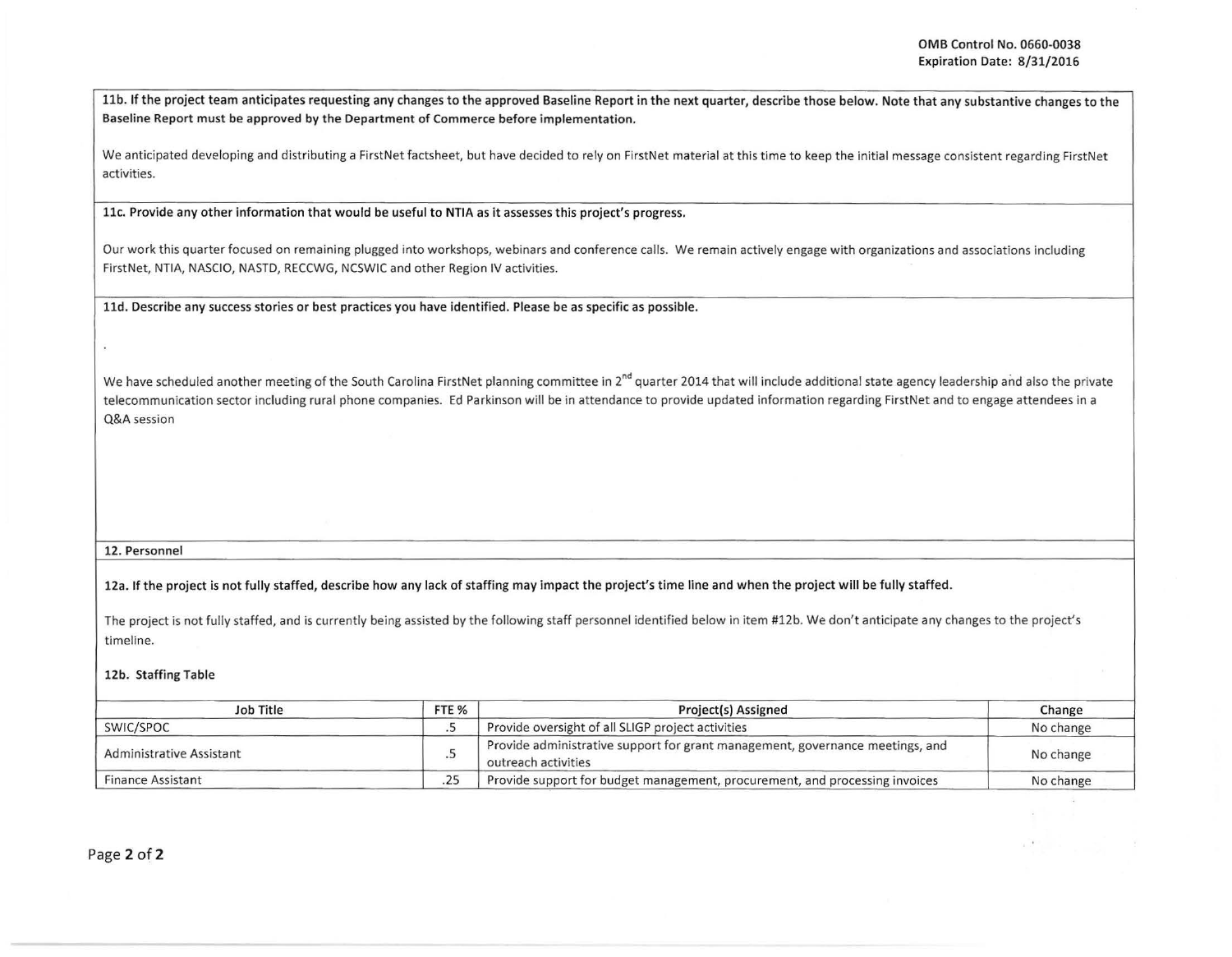OMB Control No. 0660-0038
Expiration Date: 8/31/2016

**11b. If the project team anticipates requesting any changes to the approved Baseline Report in the next quarter, describe those below. Note that any substantive changes to the Baseline Report must be approved by the Department of Commerce before implementation.**

We anticipated developing and distributing a FirstNet factsheet, but have decided to rely on FirstNet material at this time to keep the initial message consistent regarding FirstNet activities.

**11c. Provide any other information that would be useful to NTIA as it assesses this project's progress.**

Our work this quarter focused on remaining plugged into workshops, webinars and conference calls. We remain actively engage with organizations and associations including FirstNet, NTIA, NASCIO, NASTD, RECCWG, NCSWIC and other Region IV activities.

**11d. Describe any success stories or best practices you have identified. Please be as specific as possible.**

.

We have scheduled another meeting of the South Carolina FirstNet planning committee in 2nd quarter 2014 that will include additional state agency leadership and also the private telecommunication sector including rural phone companies. Ed Parkinson will be in attendance to provide updated information regarding FirstNet and to engage attendees in a Q&A session

**12. Personnel**

**12a. If the project is not fully staffed, describe how any lack of staffing may impact the project's time line and when the project will be fully staffed.**

The project is not fully staffed, and is currently being assisted by the following staff personnel identified below in item #12b. We don't anticipate any changes to the project's timeline.

**12b. Staffing Table**

| Job Title | FTE % | Project(s) Assigned | Change |
|---|---|---|---|
| SWIC/SPOC | .5 | Provide oversight of all SLIGP project activities | No change |
| Administrative Assistant | .5 | Provide administrative support for grant management, governance meetings, and outreach activities | No change |
| Finance Assistant | .25 | Provide support for budget management, procurement, and processing invoices | No change |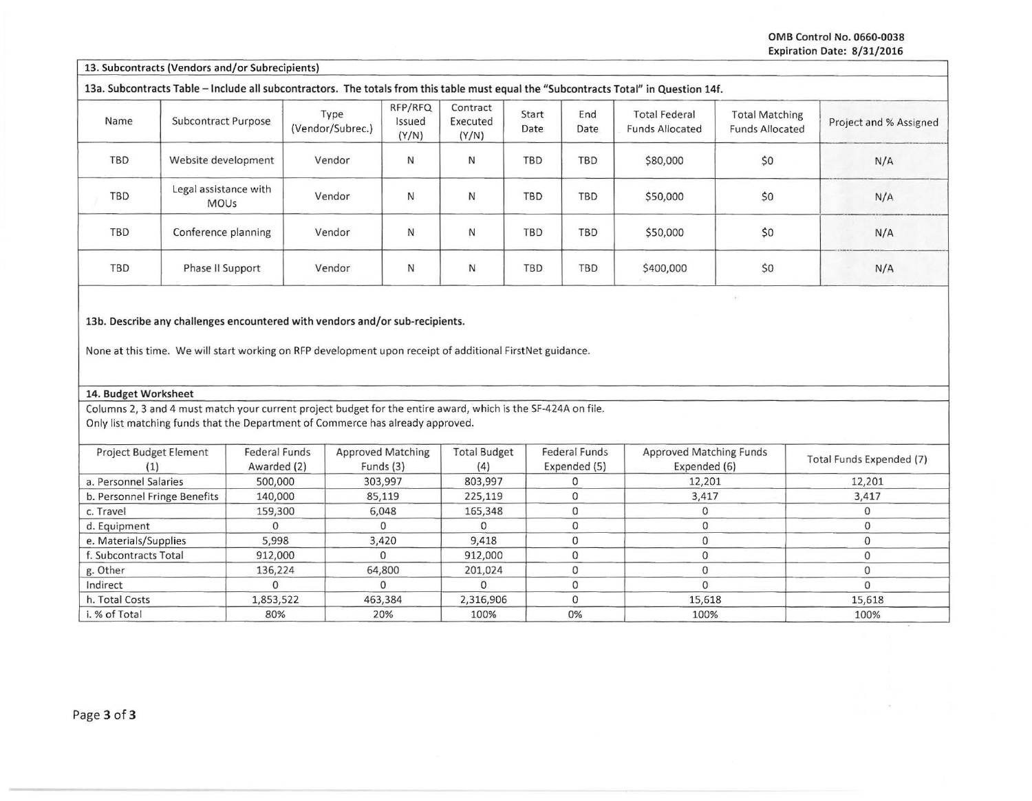**OMB Control No. 0660-0038**
**Expiration Date: 8/31/2016**

### 13. Subcontracts (Vendors and/or Subrecipients)

**13a. Subcontracts Table – Include all subcontractors. The totals from this table must equal the "Subcontracts Total" in Question 14f.**

| Name | Subcontract Purpose | Type (Vendor/Subrec.) | RFP/RFQ Issued (Y/N) | Contract Executed (Y/N) | Start Date | End Date | Total Federal Funds Allocated | Total Matching Funds Allocated | Project and % Assigned |
|---|---|---|---|---|---|---|---|---|---|
| TBD | Website development | Vendor | N | N | TBD | TBD | $80,000 | $0 | N/A |
| TBD | Legal assistance with MOUs | Vendor | N | N | TBD | TBD | $50,000 | $0 | N/A |
| TBD | Conference planning | Vendor | N | N | TBD | TBD | $50,000 | $0 | N/A |
| TBD | Phase II Support | Vendor | N | N | TBD | TBD | $400,000 | $0 | N/A |

**13b. Describe any challenges encountered with vendors and/or sub-recipients.**

None at this time. We will start working on RFP development upon receipt of additional FirstNet guidance.

### 14. Budget Worksheet

Columns 2, 3 and 4 must match your current project budget for the entire award, which is the SF-424A on file.
Only list matching funds that the Department of Commerce has already approved.

| Project Budget Element (1) | Federal Funds Awarded (2) | Approved Matching Funds (3) | Total Budget (4) | Federal Funds Expended (5) | Approved Matching Funds Expended (6) | Total Funds Expended (7) |
|---|---|---|---|---|---|---|
| a. Personnel Salaries | 500,000 | 303,997 | 803,997 | 0 | 12,201 | 12,201 |
| b. Personnel Fringe Benefits | 140,000 | 85,119 | 225,119 | 0 | 3,417 | 3,417 |
| c. Travel | 159,300 | 6,048 | 165,348 | 0 | 0 | 0 |
| d. Equipment | 0 | 0 | 0 | 0 | 0 | 0 |
| e. Materials/Supplies | 5,998 | 3,420 | 9,418 | 0 | 0 | 0 |
| f. Subcontracts Total | 912,000 | 0 | 912,000 | 0 | 0 | 0 |
| g. Other | 136,224 | 64,800 | 201,024 | 0 | 0 | 0 |
| Indirect | 0 | 0 | 0 | 0 | 0 | 0 |
| h. Total Costs | 1,853,522 | 463,384 | 2,316,906 | 0 | 15,618 | 15,618 |
| i. % of Total | 80% | 20% | 100% | 0% | 100% | 100% |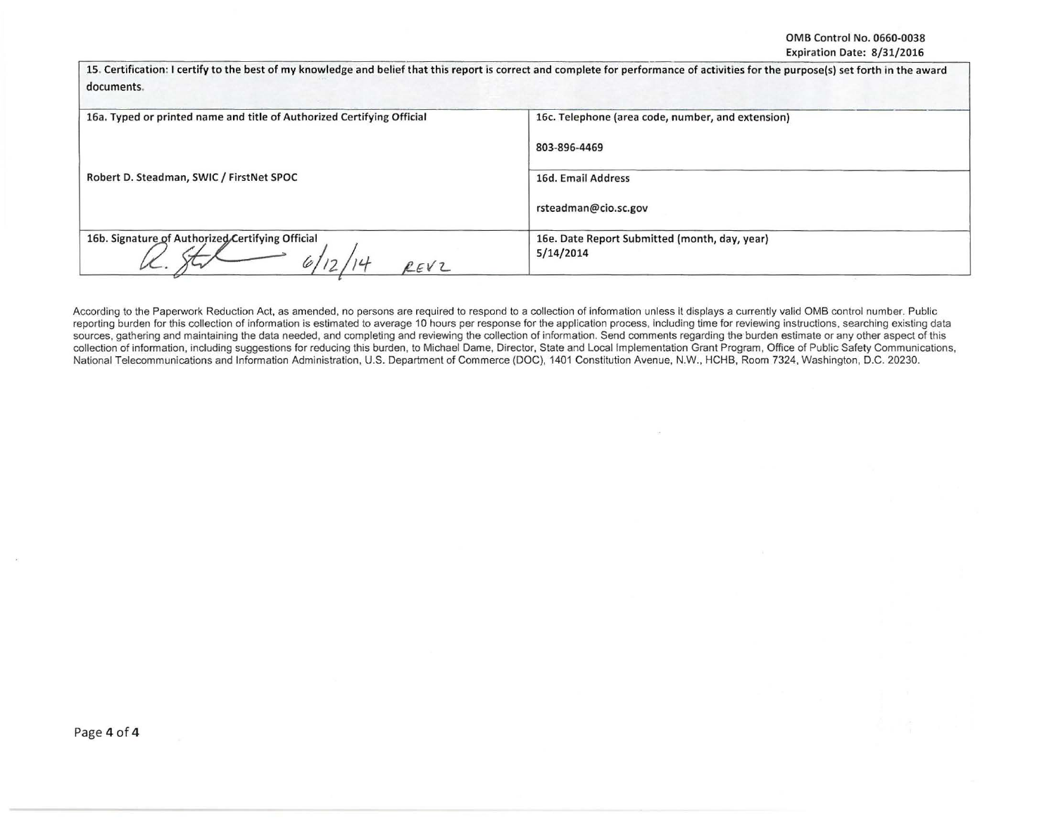OMB Control No. 0660-0038
Expiration Date: 8/31/2016

| 15. Certification: I certify to the best of my knowledge and belief that this report is correct and complete for performance of activities for the purpose(s) set forth in the award documents. | |
|---|---|
| 16a. Typed or printed name and title of Authorized Certifying Official<br><br>Robert D. Steadman, SWIC / FirstNet SPOC | 16c. Telephone (area code, number, and extension)<br><br>803-896-4469 |
| | 16d. Email Address<br><br>rsteadman@cio.sc.gov |
| 16b. Signature of Authorized Certifying Official<br>R. St 6/12/14 REV2 | 16e. Date Report Submitted (month, day, year)<br>5/14/2014 |

According to the Paperwork Reduction Act, as amended, no persons are required to respond to a collection of information unless it displays a currently valid OMB control number. Public reporting burden for this collection of information is estimated to average 10 hours per response for the application process, including time for reviewing instructions, searching existing data sources, gathering and maintaining the data needed, and completing and reviewing the collection of information. Send comments regarding the burden estimate or any other aspect of this collection of information, including suggestions for reducing this burden, to Michael Dame, Director, State and Local Implementation Grant Program, Office of Public Safety Communications, National Telecommunications and Information Administration, U.S. Department of Commerce (DOC), 1401 Constitution Avenue, N.W., HCHB, Room 7324, Washington, D.C. 20230.